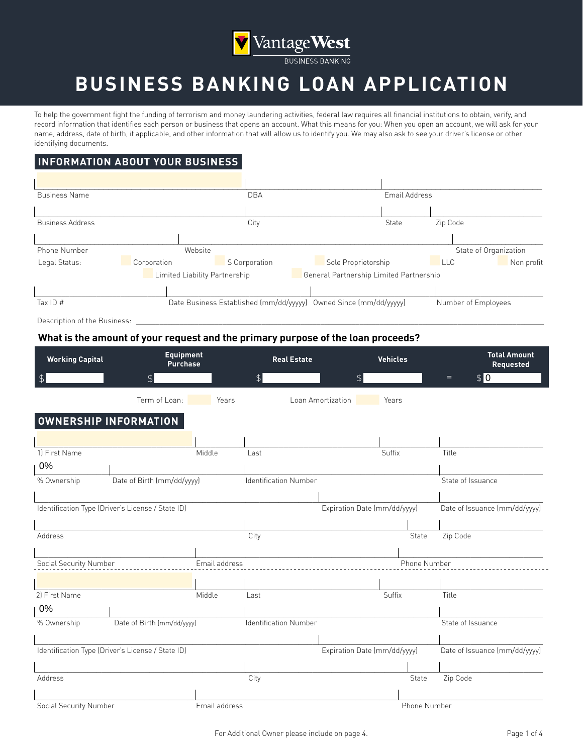VantageWest
BUSINESS BANKING

# BUSINESS BANKING LOAN APPLICATION

To help the government fight the funding of terrorism and money laundering activities, federal law requires all financial institutions to obtain, verify, and record information that identifies each person or business that opens an account. What this means for you: When you open an account, we will ask for your name, address, date of birth, if applicable, and other information that will allow us to identify you. We may also ask to see your driver's license or other identifying documents.

## INFORMATION ABOUT YOUR BUSINESS

Business Name | DBA | Email Address

Business Address | City | State | Zip Code

Phone Number | Website | State of Organization

Legal Status: ☐ Corporation ☐ S Corporation ☐ Sole Proprietorship ☐ LLC ☐ Non profit ☐ Limited Liability Partnership ☐ General Partnership Limited Partnership

Tax ID # | Date Business Established (mm/dd/yyyyy) | Owned Since (mm/dd/yyyyy) | Number of Employees

Description of the Business: ____________________

### What is the amount of your request and the primary purpose of the loan proceeds?

| Working Capital | Equipment Purchase | Real Estate | Vehicles | | Total Amount Requested |
|---|---|---|---|---|---|
| $ | $ | $ | $ | = | $ 0 |

Term of Loan: ____ Years     Loan Amortization ____ Years

## OWNERSHIP INFORMATION

1) First Name | Middle | Last | Suffix | Title

0%
% Ownership | Date of Birth (mm/dd/yyyy) | Identification Number | State of Issuance

Identification Type (Driver's License / State ID) | Expiration Date (mm/dd/yyyy) | Date of Issuance (mm/dd/yyyy)

Address | City | State | Zip Code

Social Security Number | Email address | Phone Number

2) First Name | Middle | Last | Suffix | Title

0%
% Ownership | Date of Birth (mm/dd/yyyy) | Identification Number | State of Issuance

Identification Type (Driver's License / State ID) | Expiration Date (mm/dd/yyyy) | Date of Issuance (mm/dd/yyyy)

Address | City | State | Zip Code

Social Security Number | Email address | Phone Number

For Additional Owner please include on page 4.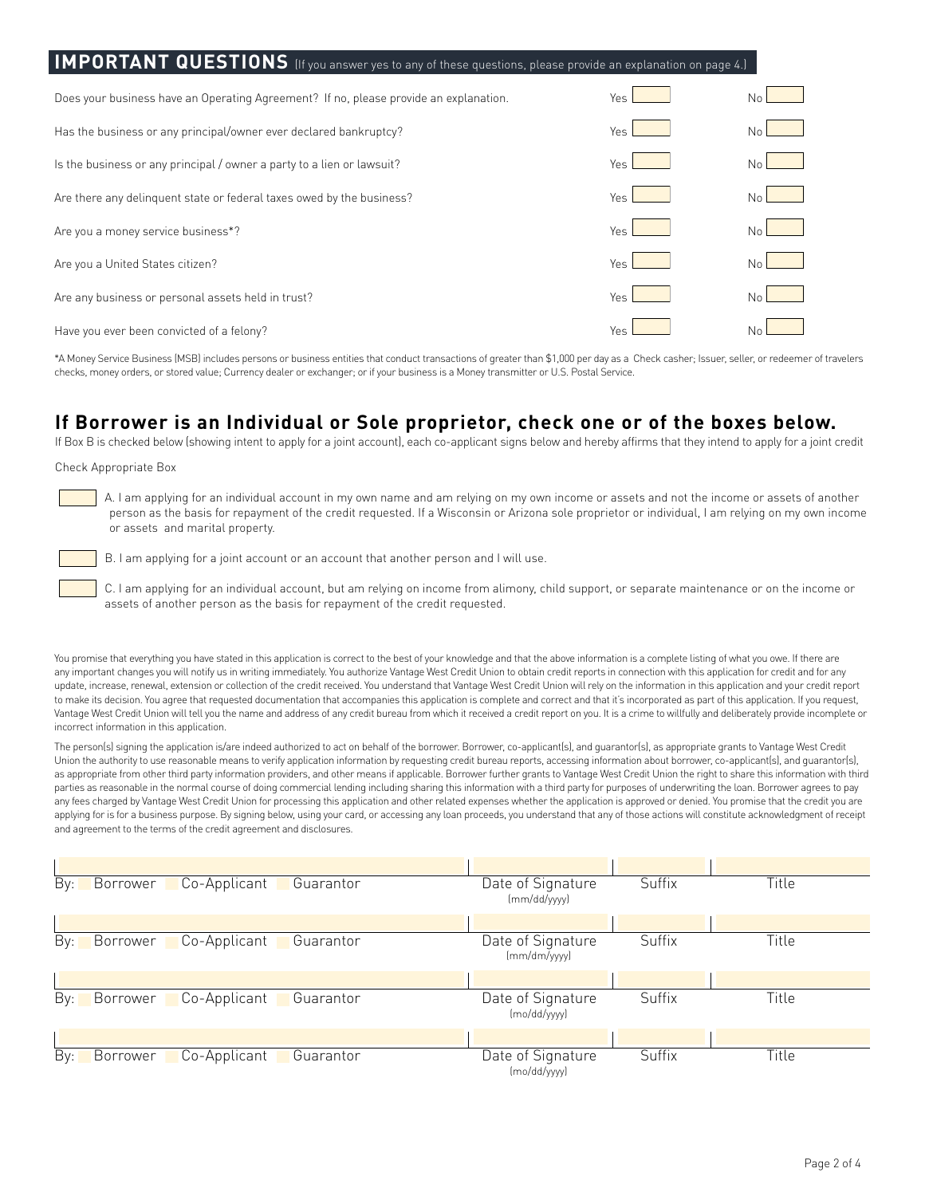## IMPORTANT QUESTIONS (If you answer yes to any of these questions, please provide an explanation on page 4.)

| Question | Yes | No |
|---|---|---|
| Does your business have an Operating Agreement? If no, please provide an explanation. | Yes | No |
| Has the business or any principal/owner ever declared bankruptcy? | Yes | No |
| Is the business or any principal / owner a party to a lien or lawsuit? | Yes | No |
| Are there any delinquent state or federal taxes owed by the business? | Yes | No |
| Are you a money service business*? | Yes | No |
| Are you a United States citizen? | Yes | No |
| Are any business or personal assets held in trust? | Yes | No |
| Have you ever been convicted of a felony? | Yes | No |

*A Money Service Business (MSB) includes persons or business entities that conduct transactions of greater than $1,000 per day as a Check casher; Issuer, seller, or redeemer of travelers checks, money orders, or stored value; Currency dealer or exchanger; or if your business is a Money transmitter or U.S. Postal Service.

## If Borrower is an Individual or Sole proprietor, check one or of the boxes below.

If Box B is checked below (showing intent to apply for a joint account), each co-applicant signs below and hereby affirms that they intend to apply for a joint credit

Check Appropriate Box

- [ ] A. I am applying for an individual account in my own name and am relying on my own income or assets and not the income or assets of another person as the basis for repayment of the credit requested. If a Wisconsin or Arizona sole proprietor or individual, I am relying on my own income or assets and marital property.
- [ ] B. I am applying for a joint account or an account that another person and I will use.
- [ ] C. I am applying for an individual account, but am relying on income from alimony, child support, or separate maintenance or on the income or assets of another person as the basis for repayment of the credit requested.

You promise that everything you have stated in this application is correct to the best of your knowledge and that the above information is a complete listing of what you owe. If there are any important changes you will notify us in writing immediately. You authorize Vantage West Credit Union to obtain credit reports in connection with this application for credit and for any update, increase, renewal, extension or collection of the credit received. You understand that Vantage West Credit Union will rely on the information in this application and your credit report to make its decision. You agree that requested documentation that accompanies this application is complete and correct and that it's incorporated as part of this application. If you request, Vantage West Credit Union will tell you the name and address of any credit bureau from which it received a credit report on you. It is a crime to willfully and deliberately provide incomplete or incorrect information in this application.

The person(s) signing the application is/are indeed authorized to act on behalf of the borrower. Borrower, co-applicant(s), and guarantor(s), as appropriate grants to Vantage West Credit Union the authority to use reasonable means to verify application information by requesting credit bureau reports, accessing information about borrower, co-applicant(s), and guarantor(s), as appropriate from other third party information providers, and other means if applicable. Borrower further grants to Vantage West Credit Union the right to share this information with third parties as reasonable in the normal course of doing commercial lending including sharing this information with a third party for purposes of underwriting the loan. Borrower agrees to pay any fees charged by Vantage West Credit Union for processing this application and other related expenses whether the application is approved or denied. You promise that the credit you are applying for is for a business purpose. By signing below, using your card, or accessing any loan proceeds, you understand that any of those actions will constitute acknowledgment of receipt and agreement to the terms of the credit agreement and disclosures.

| By: Borrower / Co-Applicant / Guarantor | Date of Signature (mm/dd/yyyy) | Suffix | Title |
|---|---|---|---|
| | | | |

| By: Borrower / Co-Applicant / Guarantor | Date of Signature (mm/dm/yyyy) | Suffix | Title |
|---|---|---|---|
| | | | |

| By: Borrower / Co-Applicant / Guarantor | Date of Signature (mo/dd/yyyy) | Suffix | Title |
|---|---|---|---|
| | | | |

| By: Borrower / Co-Applicant / Guarantor | Date of Signature (mo/dd/yyyy) | Suffix | Title |
|---|---|---|---|
| | | | |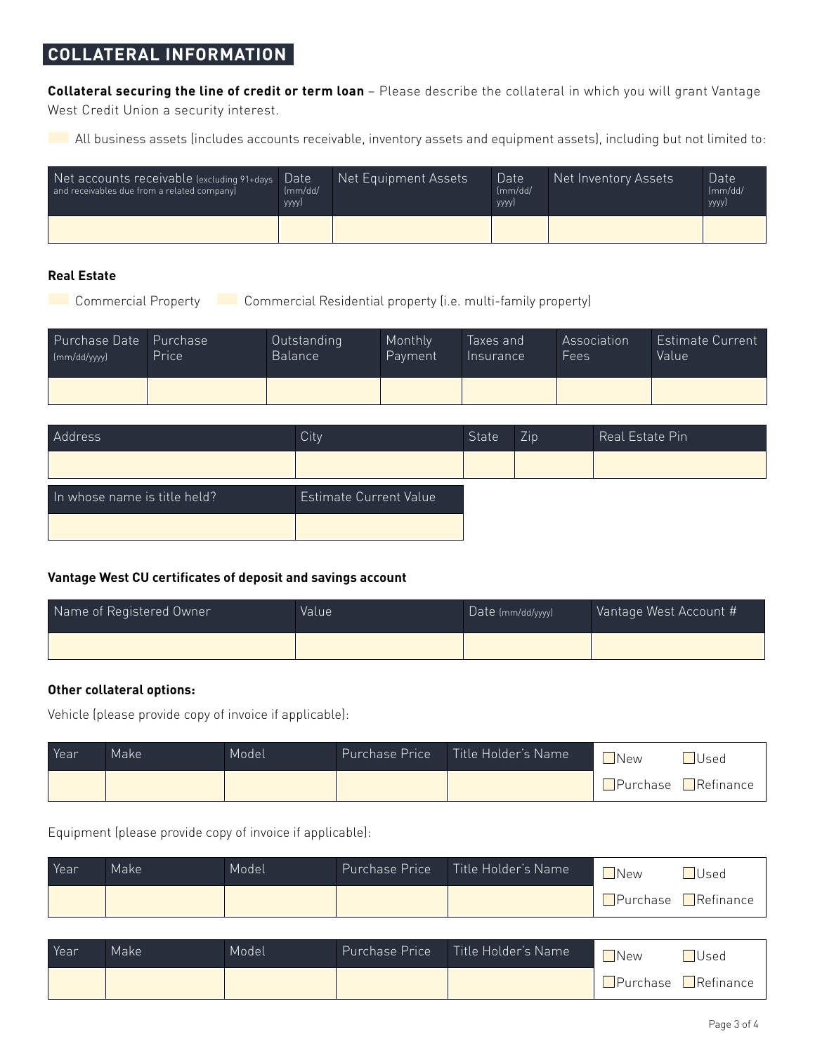## COLLATERAL INFORMATION

**Collateral securing the line of credit or term loan** – Please describe the collateral in which you will grant Vantage West Credit Union a security interest.

☐ All business assets (includes accounts receivable, inventory assets and equipment assets), including but not limited to:

| Net accounts receivable (excluding 91+days and receivables due from a related company) | Date (mm/dd/yyyy) | Net Equipment Assets | Date (mm/dd/yyyy) | Net Inventory Assets | Date (mm/dd/yyyy) |
|---|---|---|---|---|---|
| | | | | | |

**Real Estate**

☐ Commercial Property ☐ Commercial Residential property (i.e. multi-family property)

| Purchase Date (mm/dd/yyyy) | Purchase Price | Outstanding Balance | Monthly Payment | Taxes and Insurance | Association Fees | Estimate Current Value |
|---|---|---|---|---|---|---|
| | | | | | | |

| Address | City | State | Zip | Real Estate Pin |
|---|---|---|---|---|
| | | | | |

| In whose name is title held? | Estimate Current Value |
|---|---|
| | |

**Vantage West CU certificates of deposit and savings account**

| Name of Registered Owner | Value | Date (mm/dd/yyyy) | Vantage West Account # |
|---|---|---|---|
| | | | |

**Other collateral options:**

Vehicle (please provide copy of invoice if applicable):

| Year | Make | Model | Purchase Price | Title Holder's Name | ☐New ☐Used |
|---|---|---|---|---|---|
| | | | | | ☐Purchase ☐Refinance |

Equipment (please provide copy of invoice if applicable):

| Year | Make | Model | Purchase Price | Title Holder's Name | ☐New ☐Used |
|---|---|---|---|---|---|
| | | | | | ☐Purchase ☐Refinance |

| Year | Make | Model | Purchase Price | Title Holder's Name | ☐New ☐Used |
|---|---|---|---|---|---|
| | | | | | ☐Purchase ☐Refinance |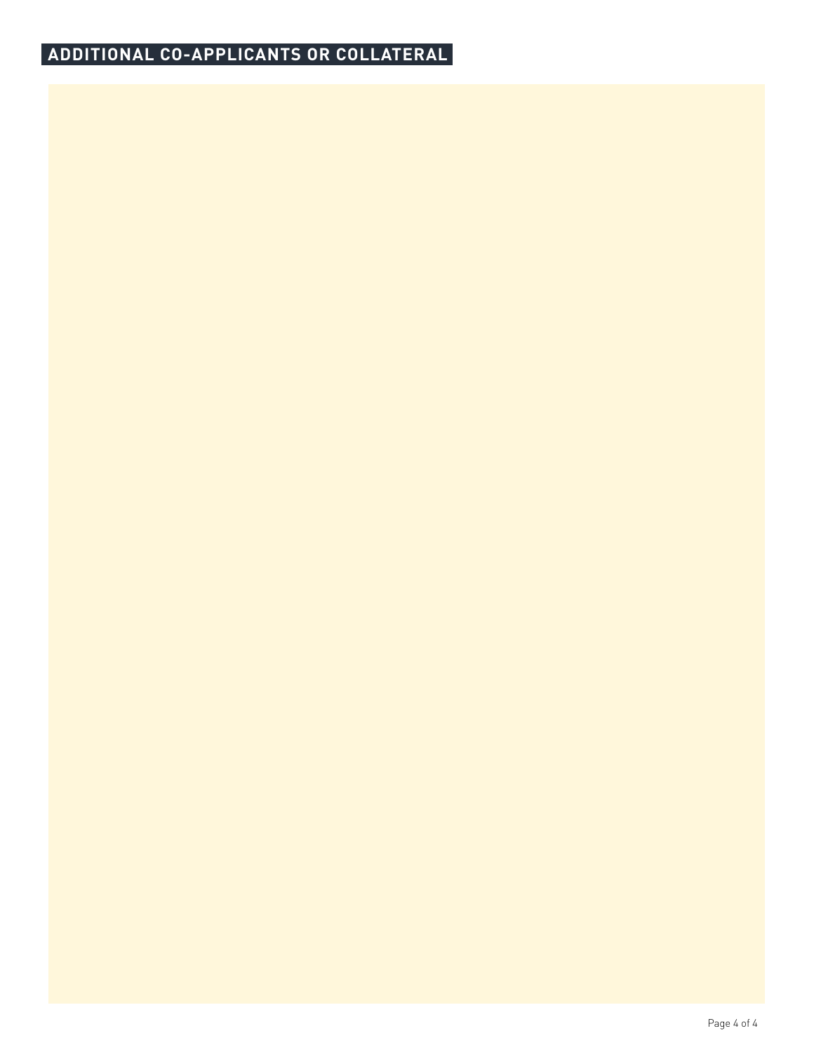## ADDITIONAL CO-APPLICANTS OR COLLATERAL